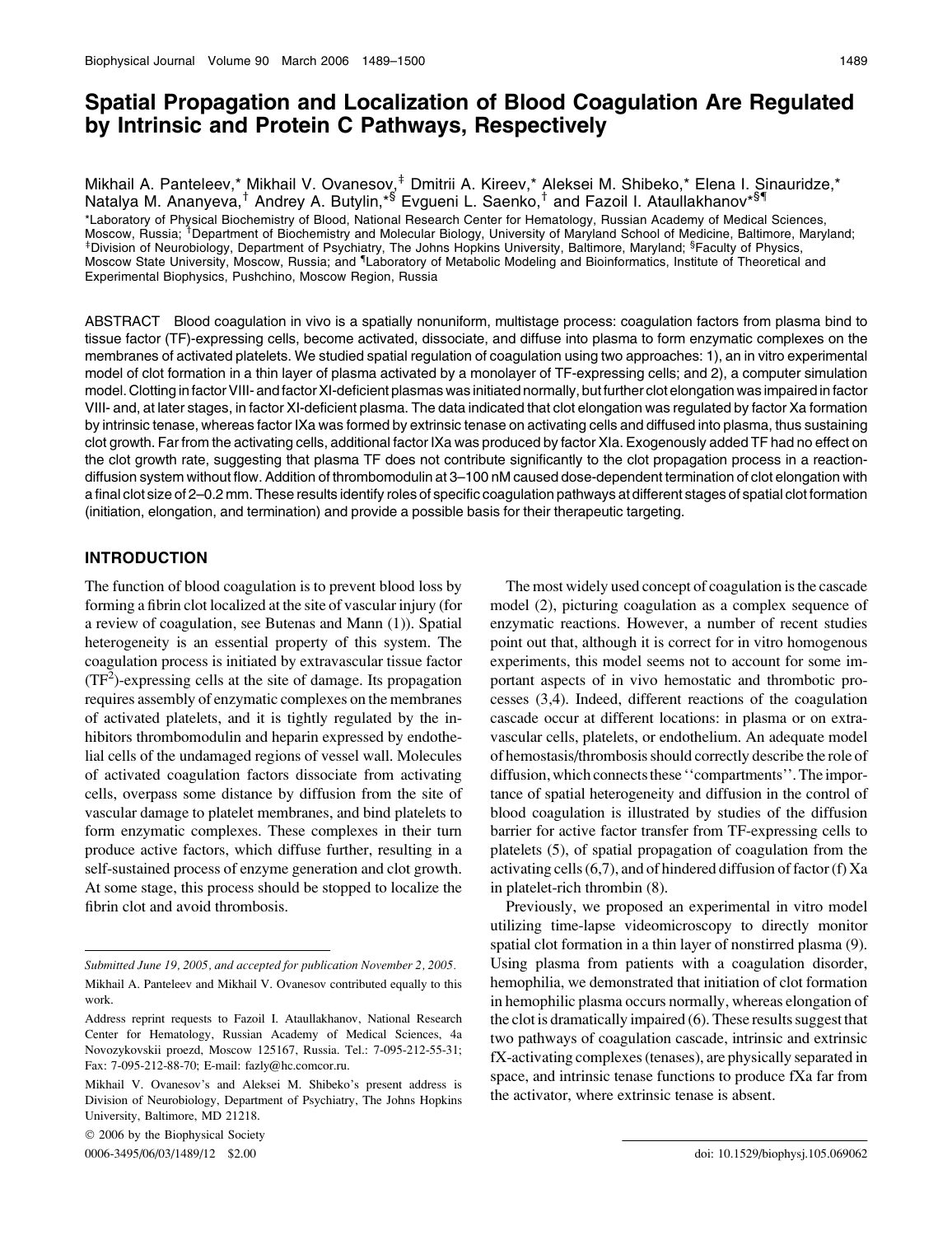# Spatial Propagation and Localization of Blood Coagulation Are Regulated by Intrinsic and Protein C Pathways, Respectively

Mikhail A. Panteleev,* Mikhail V. Ovanesov,[‡] Dmitrii A. Kireev,* Aleksei M. Shibeko,* Elena I. Sinauridze,* Natalya M. Ananyeva,[†] Andrey A. Butylin,*[§] Evgueni L. Saenko,[†] and Fazoil I. Ataullakhanov*[§¶]

*Laboratory of Physical Biochemistry of Blood, National Research Center for Hematology, Russian Academy of Medical Sciences, Moscow, Russia; [†]Department of Biochemistry and Molecular Biology, University of Maryland School of Medicine, Baltimore, Maryland; [‡]Division of Neurobiology, Department of Psychiatry, The Johns Hopkins University, Baltimore, Maryland; [§]Faculty of Physics, Moscow State University, Moscow, Russia; and [¶]Laboratory of Metabolic Modeling and Bioinformatics, Institute of Theoretical and Experimental Biophysics, Pushchino, Moscow Region, Russia

ABSTRACT Blood coagulation in vivo is a spatially nonuniform, multistage process: coagulation factors from plasma bind to tissue factor (TF)-expressing cells, become activated, dissociate, and diffuse into plasma to form enzymatic complexes on the membranes of activated platelets. We studied spatial regulation of coagulation using two approaches: 1), an in vitro experimental model of clot formation in a thin layer of plasma activated by a monolayer of TF-expressing cells; and 2), a computer simulation model. Clotting in factor VIII- and factor XI-deficient plasmas was initiated normally, but further clot elongation was impaired in factor VIII- and, at later stages, in factor XI-deficient plasma. The data indicated that clot elongation was regulated by factor Xa formation by intrinsic tenase, whereas factor IXa was formed by extrinsic tenase on activating cells and diffused into plasma, thus sustaining clot growth. Far from the activating cells, additional factor IXa was produced by factor XIa. Exogenously added TF had no effect on the clot growth rate, suggesting that plasma TF does not contribute significantly to the clot propagation process in a reaction-diffusion system without flow. Addition of thrombomodulin at 3–100 nM caused dose-dependent termination of clot elongation with a final clot size of 2–0.2 mm. These results identify roles of specific coagulation pathways at different stages of spatial clot formation (initiation, elongation, and termination) and provide a possible basis for their therapeutic targeting.

## INTRODUCTION

The function of blood coagulation is to prevent blood loss by forming a fibrin clot localized at the site of vascular injury (for a review of coagulation, see Butenas and Mann (1)). Spatial heterogeneity is an essential property of this system. The coagulation process is initiated by extravascular tissue factor (TF[2])-expressing cells at the site of damage. Its propagation requires assembly of enzymatic complexes on the membranes of activated platelets, and it is tightly regulated by the inhibitors thrombomodulin and heparin expressed by endothelial cells of the undamaged regions of vessel wall. Molecules of activated coagulation factors dissociate from activating cells, overpass some distance by diffusion from the site of vascular damage to platelet membranes, and bind platelets to form enzymatic complexes. These complexes in their turn produce active factors, which diffuse further, resulting in a self-sustained process of enzyme generation and clot growth. At some stage, this process should be stopped to localize the fibrin clot and avoid thrombosis.

The most widely used concept of coagulation is the cascade model (2), picturing coagulation as a complex sequence of enzymatic reactions. However, a number of recent studies point out that, although it is correct for in vitro homogenous experiments, this model seems not to account for some important aspects of in vivo hemostatic and thrombotic processes (3,4). Indeed, different reactions of the coagulation cascade occur at different locations: in plasma or on extravascular cells, platelets, or endothelium. An adequate model of hemostasis/thrombosis should correctly describe the role of diffusion, which connects these ''compartments''. The importance of spatial heterogeneity and diffusion in the control of blood coagulation is illustrated by studies of the diffusion barrier for active factor transfer from TF-expressing cells to platelets (5), of spatial propagation of coagulation from the activating cells (6,7), and of hindered diffusion of factor (f) Xa in platelet-rich thrombin (8).

Previously, we proposed an experimental in vitro model utilizing time-lapse videomicroscopy to directly monitor spatial clot formation in a thin layer of nonstirred plasma (9). Using plasma from patients with a coagulation disorder, hemophilia, we demonstrated that initiation of clot formation in hemophilic plasma occurs normally, whereas elongation of the clot is dramatically impaired (6). These results suggest that two pathways of coagulation cascade, intrinsic and extrinsic fX-activating complexes (tenases), are physically separated in space, and intrinsic tenase functions to produce fXa far from the activator, where extrinsic tenase is absent.

*Submitted June 19, 2005, and accepted for publication November 2, 2005.*

Mikhail A. Panteleev and Mikhail V. Ovanesov contributed equally to this work.

Address reprint requests to Fazoil I. Ataullakhanov, National Research Center for Hematology, Russian Academy of Medical Sciences, 4a Novozykovskii proezd, Moscow 125167, Russia. Tel.: 7-095-212-55-31; Fax: 7-095-212-88-70; E-mail: fazly@hc.comcor.ru.

Mikhail V. Ovanesov's and Aleksei M. Shibeko's present address is Division of Neurobiology, Department of Psychiatry, The Johns Hopkins University, Baltimore, MD 21218.

© 2006 by the Biophysical Society

0006-3495/06/03/1489/12 $2.00

doi: 10.1529/biophysj.105.069062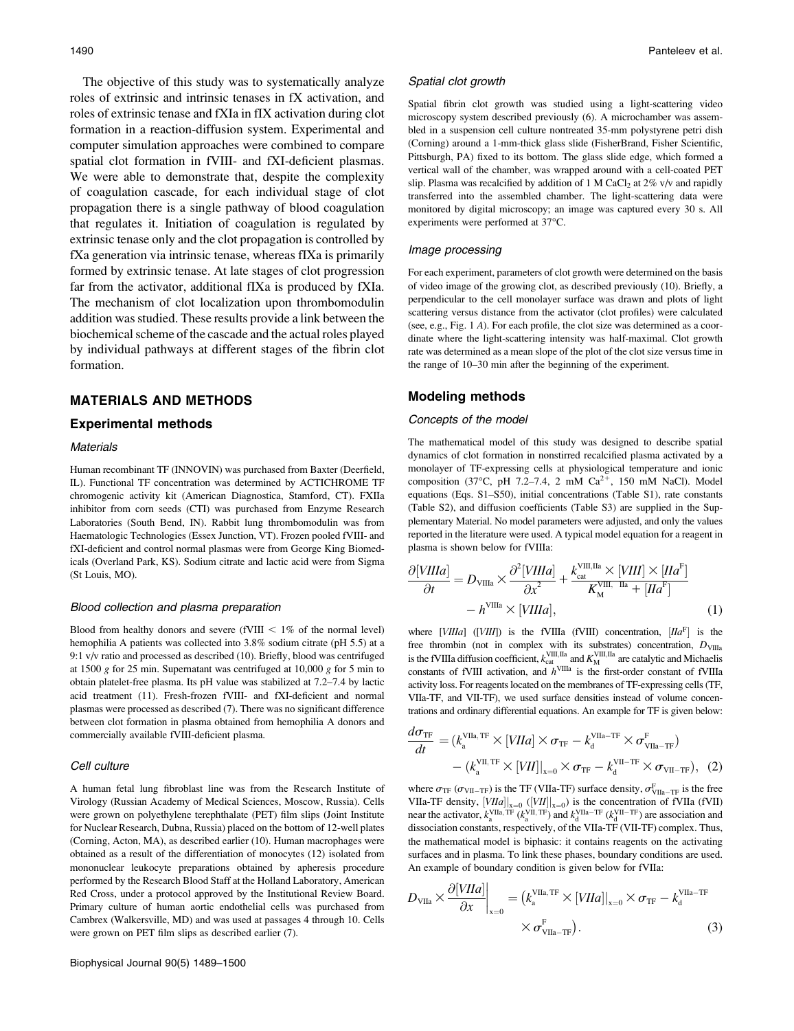The objective of this study was to systematically analyze roles of extrinsic and intrinsic tenases in fX activation, and roles of extrinsic tenase and fXIa in fIX activation during clot formation in a reaction-diffusion system. Experimental and computer simulation approaches were combined to compare spatial clot formation in fVIII- and fXI-deficient plasmas. We were able to demonstrate that, despite the complexity of coagulation cascade, for each individual stage of clot propagation there is a single pathway of blood coagulation that regulates it. Initiation of coagulation is regulated by extrinsic tenase only and the clot propagation is controlled by fXa generation via intrinsic tenase, whereas fIXa is primarily formed by extrinsic tenase. At late stages of clot progression far from the activator, additional fIXa is produced by fXIa. The mechanism of clot localization upon thrombomodulin addition was studied. These results provide a link between the biochemical scheme of the cascade and the actual roles played by individual pathways at different stages of the fibrin clot formation.

## MATERIALS AND METHODS

### Experimental methods

#### *Materials*

Human recombinant TF (INNOVIN) was purchased from Baxter (Deerfield, IL). Functional TF concentration was determined by ACTICHROME TF chromogenic activity kit (American Diagnostica, Stamford, CT). FXIIa inhibitor from corn seeds (CTI) was purchased from Enzyme Research Laboratories (South Bend, IN). Rabbit lung thrombomodulin was from Haematologic Technologies (Essex Junction, VT). Frozen pooled fVIII- and fXI-deficient and control normal plasmas were from George King Biomedicals (Overland Park, KS). Sodium citrate and lactic acid were from Sigma (St Louis, MO).

#### *Blood collection and plasma preparation*

Blood from healthy donors and severe (fVIII < 1% of the normal level) hemophilia A patients was collected into 3.8% sodium citrate (pH 5.5) at a 9:1 v/v ratio and processed as described (10). Briefly, blood was centrifuged at 1500 *g* for 25 min. Supernatant was centrifuged at 10,000 *g* for 5 min to obtain platelet-free plasma. Its pH value was stabilized at 7.2–7.4 by lactic acid treatment (11). Fresh-frozen fVIII- and fXI-deficient and normal plasmas were processed as described (7). There was no significant difference between clot formation in plasma obtained from hemophilia A donors and commercially available fVIII-deficient plasma.

#### *Cell culture*

A human fetal lung fibroblast line was from the Research Institute of Virology (Russian Academy of Medical Sciences, Moscow, Russia). Cells were grown on polyethylene terephthalate (PET) film slips (Joint Institute for Nuclear Research, Dubna, Russia) placed on the bottom of 12-well plates (Corning, Acton, MA), as described earlier (10). Human macrophages were obtained as a result of the differentiation of monocytes (12) isolated from mononuclear leukocyte preparations obtained by apheresis procedure performed by the Research Blood Staff at the Holland Laboratory, American Red Cross, under a protocol approved by the Institutional Review Board. Primary culture of human aortic endothelial cells was purchased from Cambrex (Walkersville, MD) and was used at passages 4 through 10. Cells were grown on PET film slips as described earlier (7).

#### *Spatial clot growth*

Spatial fibrin clot growth was studied using a light-scattering video microscopy system described previously (6). A microchamber was assembled in a suspension cell culture nontreated 35-mm polystyrene petri dish (Corning) around a 1-mm-thick glass slide (FisherBrand, Fisher Scientific, Pittsburgh, PA) fixed to its bottom. The glass slide edge, which formed a vertical wall of the chamber, was wrapped around with a cell-coated PET slip. Plasma was recalcified by addition of 1 M $CaCl_2$ at 2% v/v and rapidly transferred into the assembled chamber. The light-scattering data were monitored by digital microscopy; an image was captured every 30 s. All experiments were performed at 37°C.

#### *Image processing*

For each experiment, parameters of clot growth were determined on the basis of video image of the growing clot, as described previously (10). Briefly, a perpendicular to the cell monolayer surface was drawn and plots of light scattering versus distance from the activator (clot profiles) were calculated (see, e.g., Fig. 1 *A*). For each profile, the clot size was determined as a coordinate where the light-scattering intensity was half-maximal. Clot growth rate was determined as a mean slope of the plot of the clot size versus time in the range of 10–30 min after the beginning of the experiment.

### Modeling methods

#### *Concepts of the model*

The mathematical model of this study was designed to describe spatial dynamics of clot formation in nonstirred recalcified plasma activated by a monolayer of TF-expressing cells at physiological temperature and ionic composition (37°C, pH 7.2–7.4, 2 mM $Ca^{2+}$, 150 mM NaCl). Model equations (Eqs. S1–S50), initial concentrations (Table S1), rate constants (Table S2), and diffusion coefficients (Table S3) are supplied in the Supplementary Material. No model parameters were adjusted, and only the values reported in the literature were used. A typical model equation for a reagent in plasma is shown below for fVIIIa:

$$\frac{\partial [VIIIa]}{\partial t} = D_{\mathrm{VIIIa}} \times \frac{\partial^2 [VIIIa]}{\partial x^2} + \frac{k_{\mathrm{cat}}^{\mathrm{VIII,IIa}} \times [VIII] \times [IIa^{\mathrm{F}}]}{K_{\mathrm{M}}^{\mathrm{VIII,\ IIa}} + [IIa^{\mathrm{F}}]} - h^{\mathrm{VIIIa}} \times [VIIIa], \quad (1)$$

where $[VIIIa]$ ($[VIII]$) is the fVIIIa (fVIII) concentration, $[IIa^{\mathrm{F}}]$ is the free thrombin (not in complex with its substrates) concentration, $D_{\mathrm{VIIIa}}$ is the fVIIIa diffusion coefficient, $k_{\mathrm{cat}}^{\mathrm{VIII,IIa}}$ and $K_{\mathrm{M}}^{\mathrm{VIII,IIa}}$ are catalytic and Michaelis constants of fVIII activation, and $h^{\mathrm{VIIIa}}$ is the first-order constant of fVIIIa activity loss. For reagents located on the membranes of TF-expressing cells (TF, VIIa-TF, and VII-TF), we used surface densities instead of volume concentrations and ordinary differential equations. An example for TF is given below:

$$\frac{d\sigma_{\mathrm{TF}}}{dt} = (k_{\mathrm{a}}^{\mathrm{VIIa,\,TF}} \times [VIIa] \times \sigma_{\mathrm{TF}} - k_{\mathrm{d}}^{\mathrm{VIIa-TF}} \times \sigma_{\mathrm{VIIa-TF}}^{\mathrm{F}}) - (k_{\mathrm{a}}^{\mathrm{VII,\,TF}} \times [VII]|_{\mathrm{x=0}} \times \sigma_{\mathrm{TF}} - k_{\mathrm{d}}^{\mathrm{VII-TF}} \times \sigma_{\mathrm{VII-TF}}), \quad (2)$$

where $\sigma_{\mathrm{TF}}$ ($\sigma_{\mathrm{VII-TF}}$) is the TF (VIIa-TF) surface density, $\sigma_{\mathrm{VIIa-TF}}^{\mathrm{F}}$ is the free VIIa-TF density, $[VIIa]|_{\mathrm{x=0}}$ ($[VII]|_{\mathrm{x=0}}$) is the concentration of fVIIa (fVII) near the activator, $k_{\mathrm{a}}^{\mathrm{VIIa,\,TF}}$ ($k_{\mathrm{a}}^{\mathrm{VII,\,TF}}$) and $k_{\mathrm{d}}^{\mathrm{VIIa-TF}}$ ($k_{\mathrm{d}}^{\mathrm{VII-TF}}$) are association and dissociation constants, respectively, of the VIIa-TF (VII-TF) complex. Thus, the mathematical model is biphasic: it contains reagents on the activating surfaces and in plasma. To link these phases, boundary conditions are used. An example of boundary condition is given below for fVIIa:

$$D_{\mathrm{VIIa}} \times \left.\frac{\partial [VIIa]}{\partial x}\right|_{\mathrm{x=0}} = \left(k_{\mathrm{a}}^{\mathrm{VIIa,\,TF}} \times [VIIa]|_{\mathrm{x=0}} \times \sigma_{\mathrm{TF}} - k_{\mathrm{d}}^{\mathrm{VIIa-TF}} \times \sigma_{\mathrm{VIIa-TF}}^{\mathrm{F}}\right). \quad (3)$$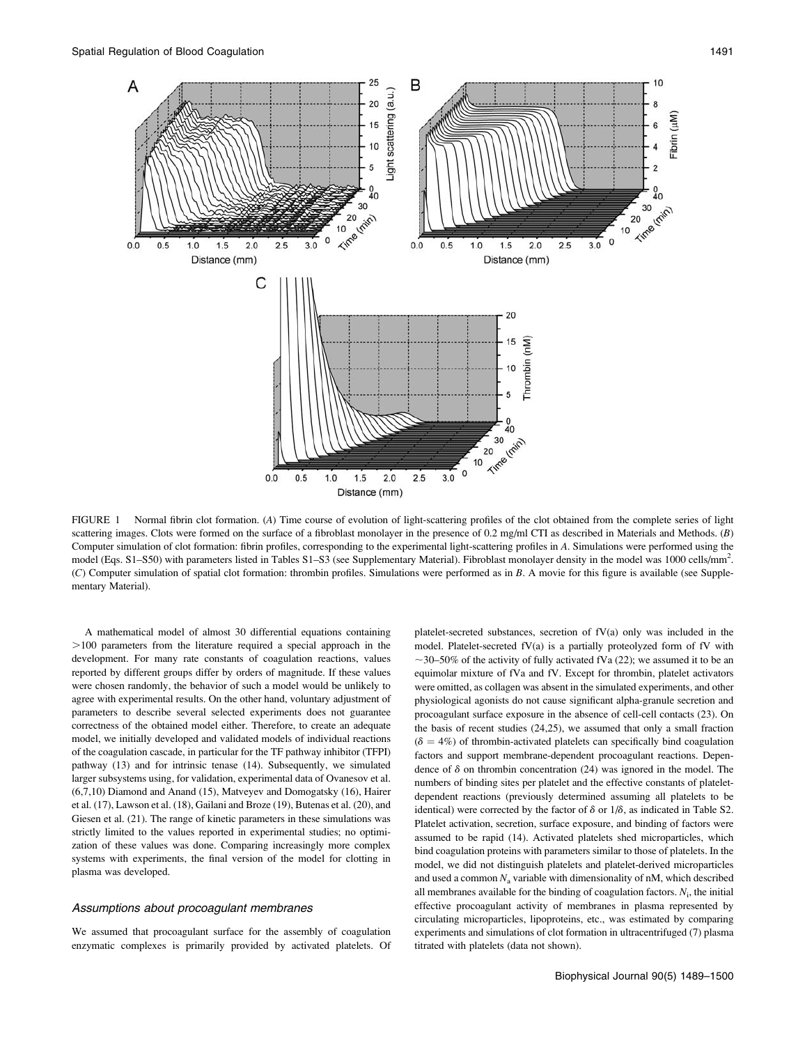FIGURE 1 Normal fibrin clot formation. (*A*) Time course of evolution of light-scattering profiles of the clot obtained from the complete series of light scattering images. Clots were formed on the surface of a fibroblast monolayer in the presence of 0.2 mg/ml CTI as described in Materials and Methods. (*B*) Computer simulation of clot formation: fibrin profiles, corresponding to the experimental light-scattering profiles in *A*. Simulations were performed using the model (Eqs. S1–S50) with parameters listed in Tables S1–S3 (see Supplementary Material). Fibroblast monolayer density in the model was 1000 cells/mm$^2$. (*C*) Computer simulation of spatial clot formation: thrombin profiles. Simulations were performed as in *B*. A movie for this figure is available (see Supplementary Material).

A mathematical model of almost 30 differential equations containing >100 parameters from the literature required a special approach in the development. For many rate constants of coagulation reactions, values reported by different groups differ by orders of magnitude. If these values were chosen randomly, the behavior of such a model would be unlikely to agree with experimental results. On the other hand, voluntary adjustment of parameters to describe several selected experiments does not guarantee correctness of the obtained model either. Therefore, to create an adequate model, we initially developed and validated models of individual reactions of the coagulation cascade, in particular for the TF pathway inhibitor (TFPI) pathway (13) and for intrinsic tenase (14). Subsequently, we simulated larger subsystems using, for validation, experimental data of Ovanesov et al. (6,7,10) Diamond and Anand (15), Matveyev and Domogatsky (16), Hairer et al. (17), Lawson et al. (18), Gailani and Broze (19), Butenas et al. (20), and Giesen et al. (21). The range of kinetic parameters in these simulations was strictly limited to the values reported in experimental studies; no optimization of these values was done. Comparing increasingly more complex systems with experiments, the final version of the model for clotting in plasma was developed.

### *Assumptions about procoagulant membranes*

We assumed that procoagulant surface for the assembly of coagulation enzymatic complexes is primarily provided by activated platelets. Of platelet-secreted substances, secretion of fV(a) only was included in the model. Platelet-secreted fV(a) is a partially proteolyzed form of fV with ~30–50% of the activity of fully activated fVa (22); we assumed it to be an equimolar mixture of fVa and fV. Except for thrombin, platelet activators were omitted, as collagen was absent in the simulated experiments, and other physiological agonists do not cause significant alpha-granule secretion and procoagulant surface exposure in the absence of cell-cell contacts (23). On the basis of recent studies (24,25), we assumed that only a small fraction ($\delta = 4\%$) of thrombin-activated platelets can specifically bind coagulation factors and support membrane-dependent procoagulant reactions. Dependence of $\delta$ on thrombin concentration (24) was ignored in the model. The numbers of binding sites per platelet and the effective constants of platelet-dependent reactions (previously determined assuming all platelets to be identical) were corrected by the factor of $\delta$ or $1/\delta$, as indicated in Table S2. Platelet activation, secretion, surface exposure, and binding of factors were assumed to be rapid (14). Activated platelets shed microparticles, which bind coagulation proteins with parameters similar to those of platelets. In the model, we did not distinguish platelets and platelet-derived microparticles and used a common $N_a$ variable with dimensionality of nM, which described all membranes available for the binding of coagulation factors. $N_i$, the initial effective procoagulant activity of membranes in plasma represented by circulating microparticles, lipoproteins, etc., was estimated by comparing experiments and simulations of clot formation in ultracentrifuged (7) plasma titrated with platelets (data not shown).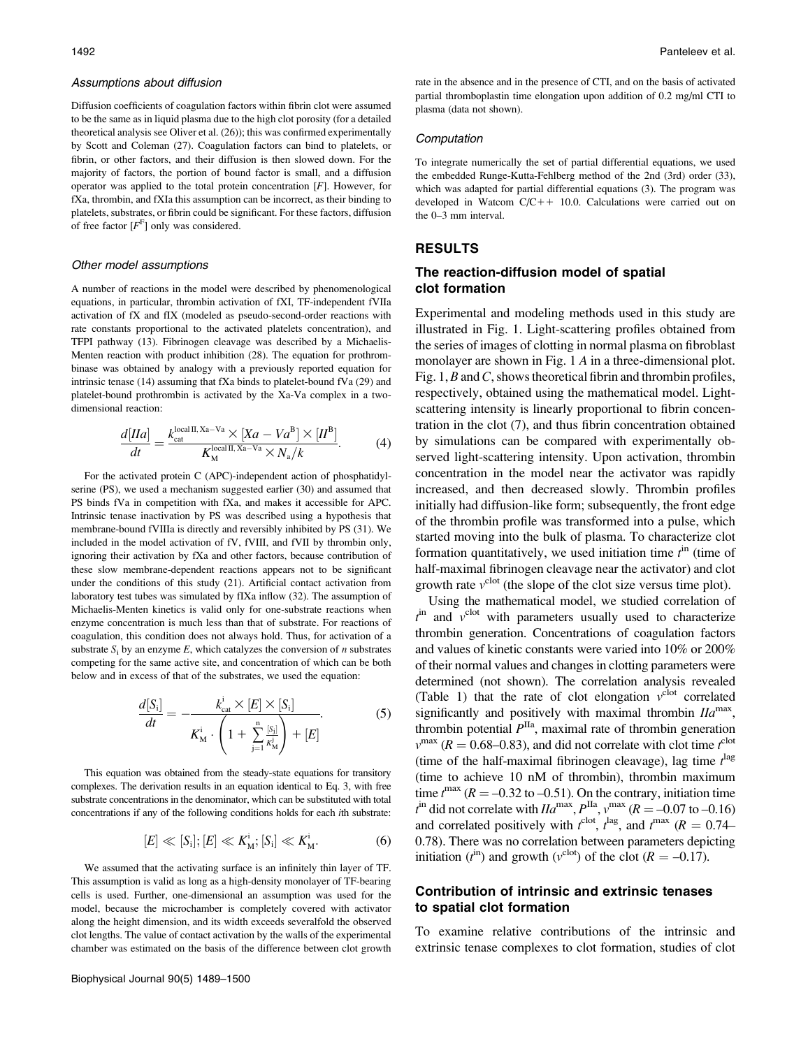### Assumptions about diffusion

Diffusion coefficients of coagulation factors within fibrin clot were assumed to be the same as in liquid plasma due to the high clot porosity (for a detailed theoretical analysis see Oliver et al. (26)); this was confirmed experimentally by Scott and Coleman (27). Coagulation factors can bind to platelets, or fibrin, or other factors, and their diffusion is then slowed down. For the majority of factors, the portion of bound factor is small, and a diffusion operator was applied to the total protein concentration $[F]$. However, for fXa, thrombin, and fXIa this assumption can be incorrect, as their binding to platelets, substrates, or fibrin could be significant. For these factors, diffusion of free factor $[F^{F}]$ only was considered.

### Other model assumptions

A number of reactions in the model were described by phenomenological equations, in particular, thrombin activation of fXI, TF-independent fVIIa activation of fX and fIX (modeled as pseudo-second-order reactions with rate constants proportional to the activated platelets concentration), and TFPI pathway (13). Fibrinogen cleavage was described by a Michaelis-Menten reaction with product inhibition (28). The equation for prothrombinase was obtained by analogy with a previously reported equation for intrinsic tenase (14) assuming that fXa binds to platelet-bound fVa (29) and platelet-bound prothrombin is activated by the Xa-Va complex in a two-dimensional reaction:

$$\frac{d[IIa]}{dt} = \frac{k_{cat}^{local\,II,\,Xa-Va} \times [Xa-Va^{B}] \times [II^{B}]}{K_{M}^{local\,II,\,Xa-Va} \times N_{a}/k}. \tag{4}$$

For the activated protein C (APC)-independent action of phosphatidylserine (PS), we used a mechanism suggested earlier (30) and assumed that PS binds fVa in competition with fXa, and makes it accessible for APC. Intrinsic tenase inactivation by PS was described using a hypothesis that membrane-bound fVIIIa is directly and reversibly inhibited by PS (31). We included in the model activation of fV, fVIII, and fVII by thrombin only, ignoring their activation by fXa and other factors, because contribution of these slow membrane-dependent reactions appears not to be significant under the conditions of this study (21). Artificial contact activation from laboratory test tubes was simulated by fIXa inflow (32). The assumption of Michaelis-Menten kinetics is valid only for one-substrate reactions when enzyme concentration is much less than that of substrate. For reactions of coagulation, this condition does not always hold. Thus, for activation of a substrate $S_i$ by an enzyme $E$, which catalyzes the conversion of $n$ substrates competing for the same active site, and concentration of which can be both below and in excess of that of the substrates, we used the equation:

$$\frac{d[S_i]}{dt} = -\frac{k_{cat}^{i} \times [E] \times [S_i]}{K_{M}^{i} \cdot \left(1 + \sum_{j=1}^{n} \frac{[S_j]}{K_{M}^{j}}\right) + [E]}. \tag{5}$$

This equation was obtained from the steady-state equations for transitory complexes. The derivation results in an equation identical to Eq. 3, with free substrate concentrations in the denominator, which can be substituted with total concentrations if any of the following conditions holds for each $i$th substrate:

$$[E] \ll [S_i];\, [E] \ll K_{M}^{i};\, [S_i] \ll K_{M}^{i}. \tag{6}$$

We assumed that the activating surface is an infinitely thin layer of TF. This assumption is valid as long as a high-density monolayer of TF-bearing cells is used. Further, one-dimensional an assumption was used for the model, because the microchamber is completely covered with activator along the height dimension, and its width exceeds severalfold the observed clot lengths. The value of contact activation by the walls of the experimental chamber was estimated on the basis of the difference between clot growth rate in the absence and in the presence of CTI, and on the basis of activated partial thromboplastin time elongation upon addition of 0.2 mg/ml CTI to plasma (data not shown).

### Computation

To integrate numerically the set of partial differential equations, we used the embedded Runge-Kutta-Fehlberg method of the 2nd (3rd) order (33), which was adapted for partial differential equations (3). The program was developed in Watcom C/C++ 10.0. Calculations were carried out on the 0–3 mm interval.

## RESULTS

### The reaction-diffusion model of spatial clot formation

Experimental and modeling methods used in this study are illustrated in Fig. 1. Light-scattering profiles obtained from the series of images of clotting in normal plasma on fibroblast monolayer are shown in Fig. 1 *A* in a three-dimensional plot. Fig. 1, *B* and *C*, shows theoretical fibrin and thrombin profiles, respectively, obtained using the mathematical model. Light-scattering intensity is linearly proportional to fibrin concentration in the clot (7), and thus fibrin concentration obtained by simulations can be compared with experimentally observed light-scattering intensity. Upon activation, thrombin concentration in the model near the activator was rapidly increased, and then decreased slowly. Thrombin profiles initially had diffusion-like form; subsequently, the front edge of the thrombin profile was transformed into a pulse, which started moving into the bulk of plasma. To characterize clot formation quantitatively, we used initiation time $t^{in}$ (time of half-maximal fibrinogen cleavage near the activator) and clot growth rate $v^{clot}$ (the slope of the clot size versus time plot).

Using the mathematical model, we studied correlation of $t^{in}$ and $v^{clot}$ with parameters usually used to characterize thrombin generation. Concentrations of coagulation factors and values of kinetic constants were varied into 10% or 200% of their normal values and changes in clotting parameters were determined (not shown). The correlation analysis revealed (Table 1) that the rate of clot elongation $v^{clot}$ correlated significantly and positively with maximal thrombin $IIa^{max}$, thrombin potential $P^{IIa}$, maximal rate of thrombin generation $v^{max}$ ($R = 0.68$–$0.83$), and did not correlate with clot time $t^{clot}$ (time of the half-maximal fibrinogen cleavage), lag time $t^{lag}$ (time to achieve 10 nM of thrombin), thrombin maximum time $t^{max}$ ($R = -0.32$ to $-0.51$). On the contrary, initiation time $t^{in}$ did not correlate with $IIa^{max}$, $P^{IIa}$, $v^{max}$ ($R = -0.07$ to $-0.16$) and correlated positively with $t^{clot}$, $t^{lag}$, and $t^{max}$ ($R = 0.74$–$0.78$). There was no correlation between parameters depicting initiation ($t^{in}$) and growth ($v^{clot}$) of the clot ($R = -0.17$).

### Contribution of intrinsic and extrinsic tenases to spatial clot formation

To examine relative contributions of the intrinsic and extrinsic tenase complexes to clot formation, studies of clot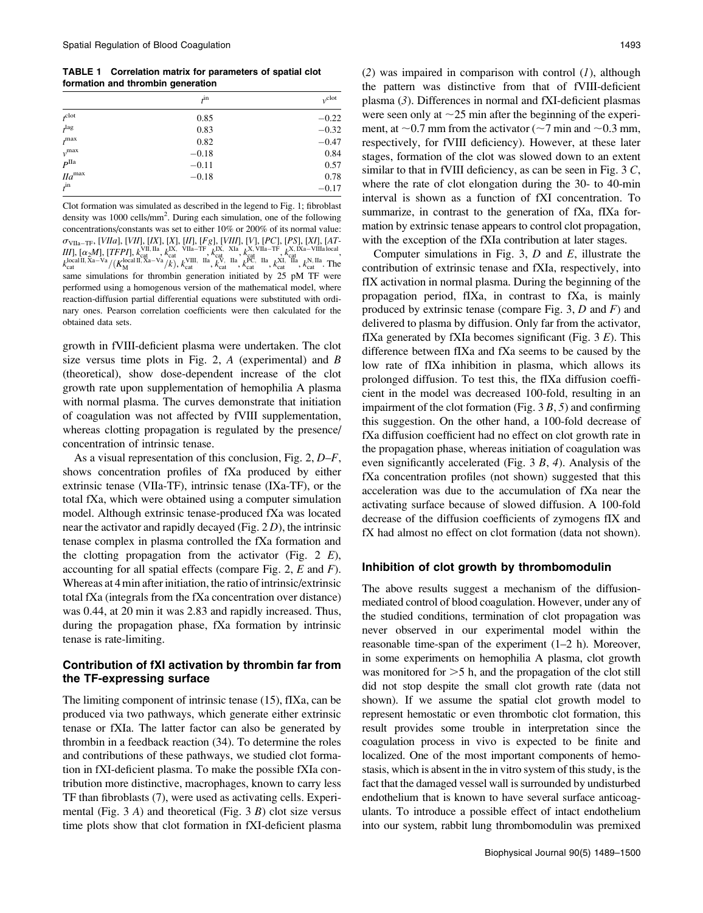**TABLE 1 Correlation matrix for parameters of spatial clot formation and thrombin generation**

| | $t^{\text{in}}$ | $v^{\text{clot}}$ |
|---|---|---|
| $t^{\text{clot}}$ | 0.85 | −0.22 |
| $t^{\text{lag}}$ | 0.83 | −0.32 |
| $t^{\text{max}}$ | 0.82 | −0.47 |
| $v^{\text{max}}$ | −0.18 | 0.84 |
| $P^{\text{IIa}}$ | −0.11 | 0.57 |
| $IIa^{\text{max}}$ | −0.18 | 0.78 |
| $t^{\text{in}}$ | | −0.17 |

Clot formation was simulated as described in the legend to Fig. 1; fibroblast density was 1000 cells/mm$^2$. During each simulation, one of the following concentrations/constants was set to either 10% or 200% of its normal value: $\sigma_{\text{VIIa-TF}}$, [$VIIa$], [$VII$], [$IX$], [$X$], [$II$], [$Fg$], [$VIII$], [$V$], [$PC$], [$PS$], [$XI$], [$AT$-$III$], [$\alpha_2M$], [$TFPI$], $k_{\text{cat}}^{\text{VII, IIa}}$, $k_{\text{cat}}^{\text{IX, VIIa-TF}}$, $k_{\text{cat}}^{\text{IX, XIa}}$, $k_{\text{cat}}^{\text{X, VIIa-TF}}$, $k_{\text{cat}}^{\text{X, IXa-VIIa local}}$, $k_{\text{cat}}^{\text{local II, Xa-Va}}/(K_{\text{M}}^{\text{local II, Xa-Va}}/k)$, $k_{\text{cat}}^{\text{VIII, IIa}}$, $k_{\text{cat}}^{\text{V, IIa}}$, $k_{\text{cat}}^{\text{PC, IIa}}$, $k_{\text{cat}}^{\text{XI, IIa}}$, $k_{\text{cat}}^{\text{N, IIa}}$. The same simulations for thrombin generation initiated by 25 pM TF were performed using a homogenous version of the mathematical model, where reaction-diffusion partial differential equations were substituted with ordinary ones. Pearson correlation coefficients were then calculated for the obtained data sets.

growth in fVIII-deficient plasma were undertaken. The clot size versus time plots in Fig. 2, *A* (experimental) and *B* (theoretical), show dose-dependent increase of the clot growth rate upon supplementation of hemophilia A plasma with normal plasma. The curves demonstrate that initiation of coagulation was not affected by fVIII supplementation, whereas clotting propagation is regulated by the presence/concentration of intrinsic tenase.

As a visual representation of this conclusion, Fig. 2, *D–F*, shows concentration profiles of fXa produced by either extrinsic tenase (VIIa-TF), intrinsic tenase (IXa-TF), or the total fXa, which were obtained using a computer simulation model. Although extrinsic tenase-produced fXa was located near the activator and rapidly decayed (Fig. 2 *D*), the intrinsic tenase complex in plasma controlled the fXa formation and the clotting propagation from the activator (Fig. 2 *E*), accounting for all spatial effects (compare Fig. 2, *E* and *F*). Whereas at 4 min after initiation, the ratio of intrinsic/extrinsic total fXa (integrals from the fXa concentration over distance) was 0.44, at 20 min it was 2.83 and rapidly increased. Thus, during the propagation phase, fXa formation by intrinsic tenase is rate-limiting.

### Contribution of fXI activation by thrombin far from the TF-expressing surface

The limiting component of intrinsic tenase (15), fIXa, can be produced via two pathways, which generate either extrinsic tenase or fXIa. The latter factor can also be generated by thrombin in a feedback reaction (34). To determine the roles and contributions of these pathways, we studied clot formation in fXI-deficient plasma. To make the possible fXIa contribution more distinctive, macrophages, known to carry less TF than fibroblasts (7), were used as activating cells. Experimental (Fig. 3 *A*) and theoretical (Fig. 3 *B*) clot size versus time plots show that clot formation in fXI-deficient plasma (*2*) was impaired in comparison with control (*1*), although the pattern was distinctive from that of fVIII-deficient plasma (*3*). Differences in normal and fXI-deficient plasmas were seen only at ~25 min after the beginning of the experiment, at ~0.7 mm from the activator (~7 min and ~0.3 mm, respectively, for fVIII deficiency). However, at these later stages, formation of the clot was slowed down to an extent similar to that in fVIII deficiency, as can be seen in Fig. 3 *C*, where the rate of clot elongation during the 30- to 40-min interval is shown as a function of fXI concentration. To summarize, in contrast to the generation of fXa, fIXa formation by extrinsic tenase appears to control clot propagation, with the exception of the fXIa contribution at later stages.

Computer simulations in Fig. 3, *D* and *E*, illustrate the contribution of extrinsic tenase and fXIa, respectively, into fIX activation in normal plasma. During the beginning of the propagation period, fIXa, in contrast to fXa, is mainly produced by extrinsic tenase (compare Fig. 3, *D* and *F*) and delivered to plasma by diffusion. Only far from the activator, fIXa generated by fXIa becomes significant (Fig. 3 *E*). This difference between fIXa and fXa seems to be caused by the low rate of fIXa inhibition in plasma, which allows its prolonged diffusion. To test this, the fIXa diffusion coefficient in the model was decreased 100-fold, resulting in an impairment of the clot formation (Fig. 3 *B*, *5*) and confirming this suggestion. On the other hand, a 100-fold decrease of fXa diffusion coefficient had no effect on clot growth rate in the propagation phase, whereas initiation of coagulation was even significantly accelerated (Fig. 3 *B*, *4*). Analysis of the fXa concentration profiles (not shown) suggested that this acceleration was due to the accumulation of fXa near the activating surface because of slowed diffusion. A 100-fold decrease of the diffusion coefficients of zymogens fIX and fX had almost no effect on clot formation (data not shown).

### Inhibition of clot growth by thrombomodulin

The above results suggest a mechanism of the diffusion-mediated control of blood coagulation. However, under any of the studied conditions, termination of clot propagation was never observed in our experimental model within the reasonable time-span of the experiment (1–2 h). Moreover, in some experiments on hemophilia A plasma, clot growth was monitored for >5 h, and the propagation of the clot still did not stop despite the small clot growth rate (data not shown). If we assume the spatial clot growth model to represent hemostatic or even thrombotic clot formation, this result provides some trouble in interpretation since the coagulation process in vivo is expected to be finite and localized. One of the most important components of hemostasis, which is absent in the in vitro system of this study, is the fact that the damaged vessel wall is surrounded by undisturbed endothelium that is known to have several surface anticoagulants. To introduce a possible effect of intact endothelium into our system, rabbit lung thrombomodulin was premixed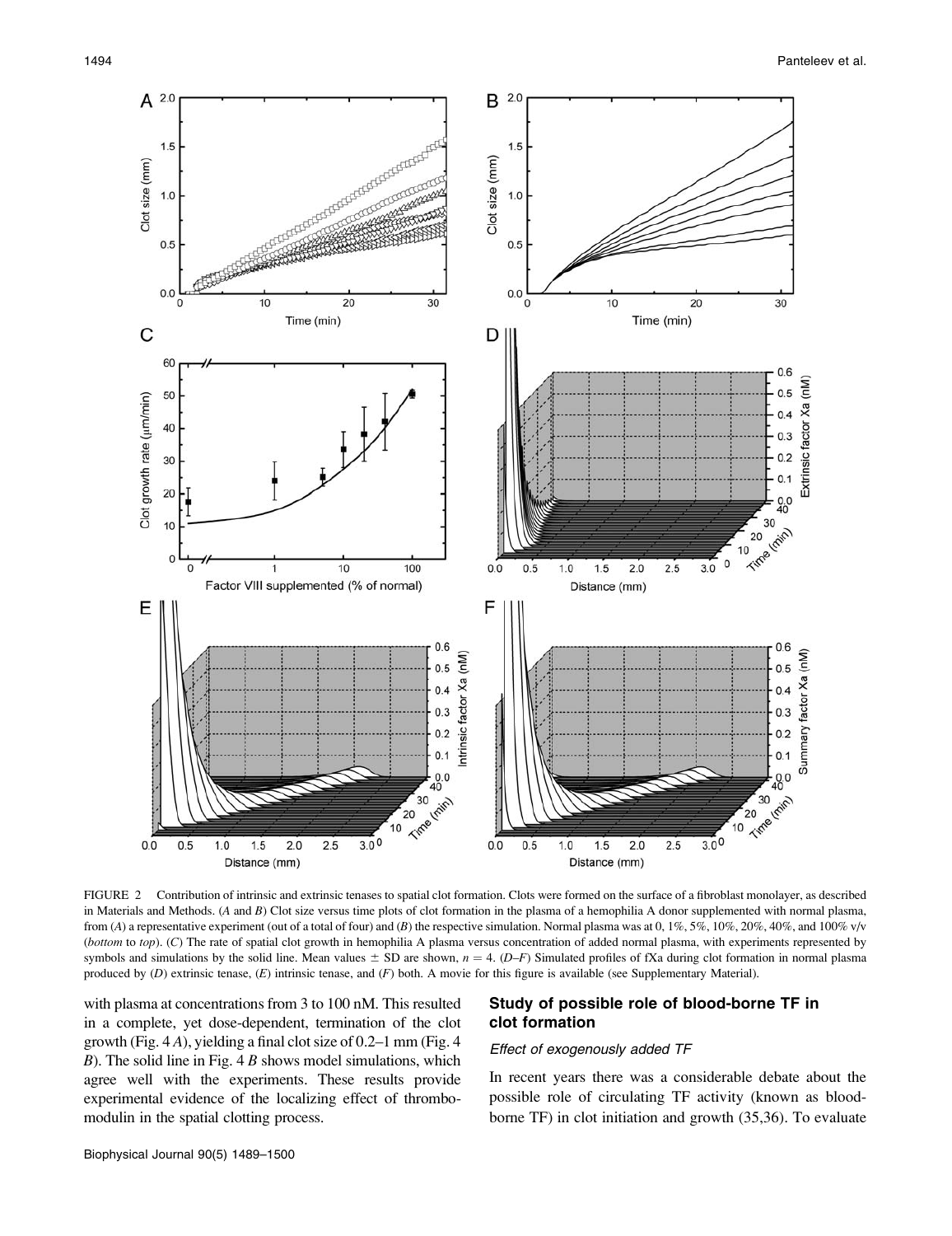FIGURE 2 Contribution of intrinsic and extrinsic tenases to spatial clot formation. Clots were formed on the surface of a fibroblast monolayer, as described in Materials and Methods. (*A* and *B*) Clot size versus time plots of clot formation in the plasma of a hemophilia A donor supplemented with normal plasma, from (*A*) a representative experiment (out of a total of four) and (*B*) the respective simulation. Normal plasma was at 0, 1%, 5%, 10%, 20%, 40%, and 100% v/v (*bottom* to *top*). (*C*) The rate of spatial clot growth in hemophilia A plasma versus concentration of added normal plasma, with experiments represented by symbols and simulations by the solid line. Mean values ± SD are shown, $n = 4$. (*D–F*) Simulated profiles of fXa during clot formation in normal plasma produced by (*D*) extrinsic tenase, (*E*) intrinsic tenase, and (*F*) both. A movie for this figure is available (see Supplementary Material).

with plasma at concentrations from 3 to 100 nM. This resulted in a complete, yet dose-dependent, termination of the clot growth (Fig. 4 *A*), yielding a final clot size of 0.2–1 mm (Fig. 4 *B*). The solid line in Fig. 4 *B* shows model simulations, which agree well with the experiments. These results provide experimental evidence of the localizing effect of thrombomodulin in the spatial clotting process.

## Study of possible role of blood-borne TF in clot formation

### *Effect of exogenously added TF*

In recent years there was a considerable debate about the possible role of circulating TF activity (known as blood-borne TF) in clot initiation and growth (35,36). To evaluate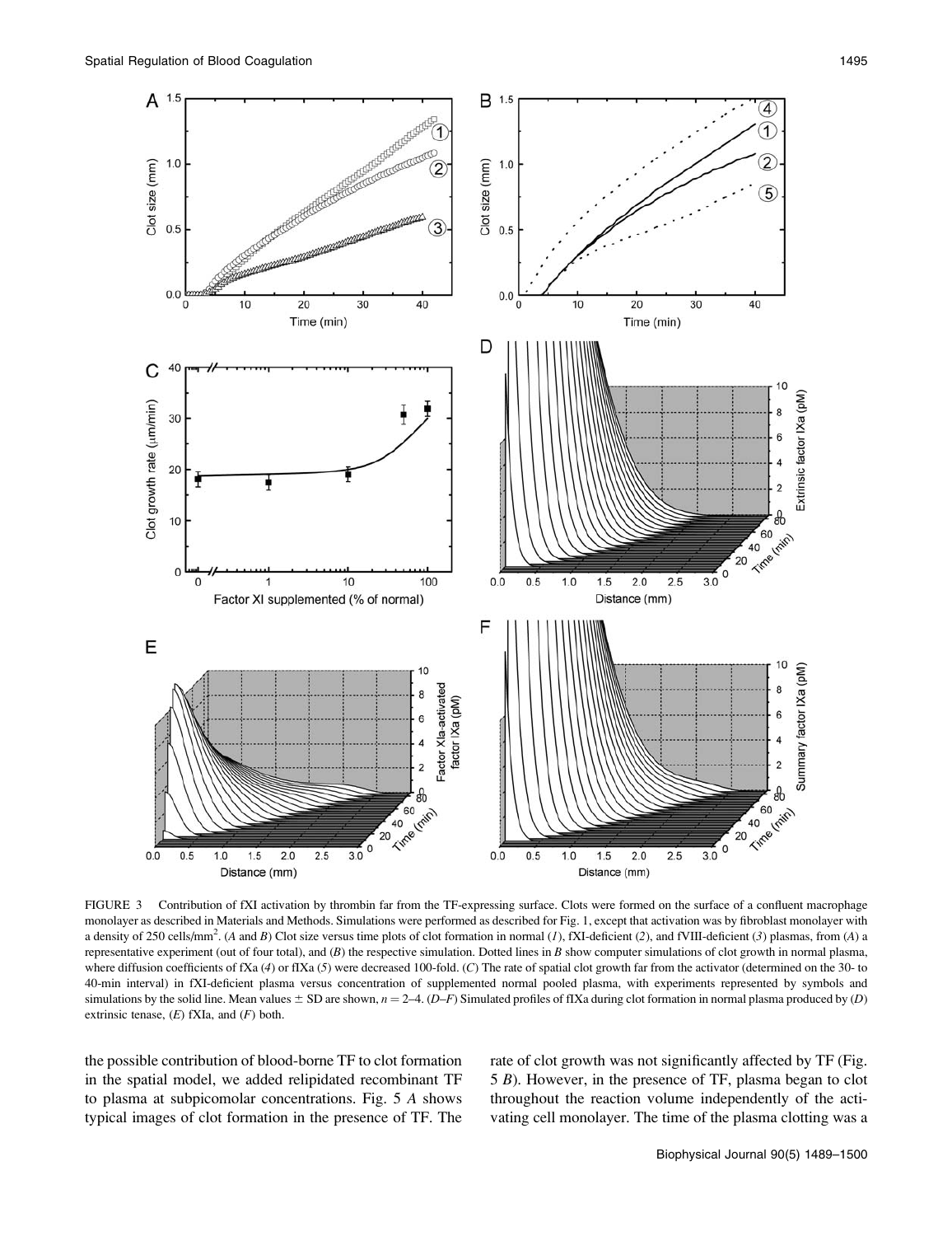FIGURE 3 Contribution of fXI activation by thrombin far from the TF-expressing surface. Clots were formed on the surface of a confluent macrophage monolayer as described in Materials and Methods. Simulations were performed as described for Fig. 1, except that activation was by fibroblast monolayer with a density of 250 cells/mm$^2$. (*A* and *B*) Clot size versus time plots of clot formation in normal (*1*), fXI-deficient (*2*), and fVIII-deficient (*3*) plasmas, from (*A*) a representative experiment (out of four total), and (*B*) the respective simulation. Dotted lines in *B* show computer simulations of clot growth in normal plasma, where diffusion coefficients of fXa (*4*) or fIXa (*5*) were decreased 100-fold. (*C*) The rate of spatial clot growth far from the activator (determined on the 30- to 40-min interval) in fXI-deficient plasma versus concentration of supplemented normal pooled plasma, with experiments represented by symbols and simulations by the solid line. Mean values ± SD are shown, $n = 2$–4. (*D*–*F*) Simulated profiles of fIXa during clot formation in normal plasma produced by (*D*) extrinsic tenase, (*E*) fXIa, and (*F*) both.

the possible contribution of blood-borne TF to clot formation in the spatial model, we added relipidated recombinant TF to plasma at subpicomolar concentrations. Fig. 5 *A* shows typical images of clot formation in the presence of TF. The rate of clot growth was not significantly affected by TF (Fig. 5 *B*). However, in the presence of TF, plasma began to clot throughout the reaction volume independently of the activating cell monolayer. The time of the plasma clotting was a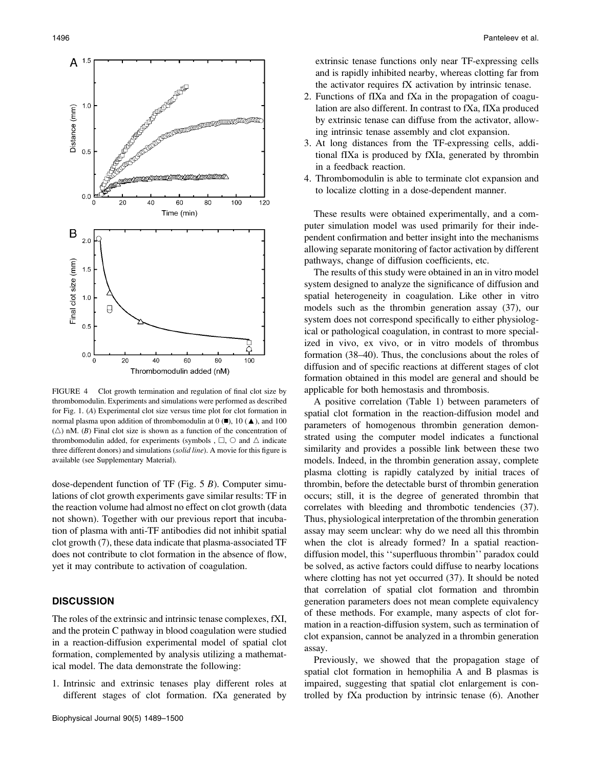FIGURE 4 Clot growth termination and regulation of final clot size by thrombomodulin. Experiments and simulations were performed as described for Fig. 1. (*A*) Experimental clot size versus time plot for clot formation in normal plasma upon addition of thrombomodulin at 0 (■), 10 (▲), and 100 (△) nM. (*B*) Final clot size is shown as a function of the concentration of thrombomodulin added, for experiments (symbols , □, ○ and △ indicate three different donors) and simulations (*solid line*). A movie for this figure is available (see Supplementary Material).

dose-dependent function of TF (Fig. 5 *B*). Computer simulations of clot growth experiments gave similar results: TF in the reaction volume had almost no effect on clot growth (data not shown). Together with our previous report that incubation of plasma with anti-TF antibodies did not inhibit spatial clot growth (7), these data indicate that plasma-associated TF does not contribute to clot formation in the absence of flow, yet it may contribute to activation of coagulation.

## DISCUSSION

The roles of the extrinsic and intrinsic tenase complexes, fXI, and the protein C pathway in blood coagulation were studied in a reaction-diffusion experimental model of spatial clot formation, complemented by analysis utilizing a mathematical model. The data demonstrate the following:

1. Intrinsic and extrinsic tenases play different roles at different stages of clot formation. fXa generated by extrinsic tenase functions only near TF-expressing cells and is rapidly inhibited nearby, whereas clotting far from the activator requires fX activation by intrinsic tenase.
2. Functions of fIXa and fXa in the propagation of coagulation are also different. In contrast to fXa, fIXa produced by extrinsic tenase can diffuse from the activator, allowing intrinsic tenase assembly and clot expansion.
3. At long distances from the TF-expressing cells, additional fIXa is produced by fXIa, generated by thrombin in a feedback reaction.
4. Thrombomodulin is able to terminate clot expansion and to localize clotting in a dose-dependent manner.

These results were obtained experimentally, and a computer simulation model was used primarily for their independent confirmation and better insight into the mechanisms allowing separate monitoring of factor activation by different pathways, change of diffusion coefficients, etc.

The results of this study were obtained in an in vitro model system designed to analyze the significance of diffusion and spatial heterogeneity in coagulation. Like other in vitro models such as the thrombin generation assay (37), our system does not correspond specifically to either physiological or pathological coagulation, in contrast to more specialized in vivo, ex vivo, or in vitro models of thrombus formation (38–40). Thus, the conclusions about the roles of diffusion and of specific reactions at different stages of clot formation obtained in this model are general and should be applicable for both hemostasis and thrombosis.

A positive correlation (Table 1) between parameters of spatial clot formation in the reaction-diffusion model and parameters of homogenous thrombin generation demonstrated using the computer model indicates a functional similarity and provides a possible link between these two models. Indeed, in the thrombin generation assay, complete plasma clotting is rapidly catalyzed by initial traces of thrombin, before the detectable burst of thrombin generation occurs; still, it is the degree of generated thrombin that correlates with bleeding and thrombotic tendencies (37). Thus, physiological interpretation of the thrombin generation assay may seem unclear: why do we need all this thrombin when the clot is already formed? In a spatial reaction-diffusion model, this ''superfluous thrombin'' paradox could be solved, as active factors could diffuse to nearby locations where clotting has not yet occurred (37). It should be noted that correlation of spatial clot formation and thrombin generation parameters does not mean complete equivalency of these methods. For example, many aspects of clot formation in a reaction-diffusion system, such as termination of clot expansion, cannot be analyzed in a thrombin generation assay.

Previously, we showed that the propagation stage of spatial clot formation in hemophilia A and B plasmas is impaired, suggesting that spatial clot enlargement is controlled by fXa production by intrinsic tenase (6). Another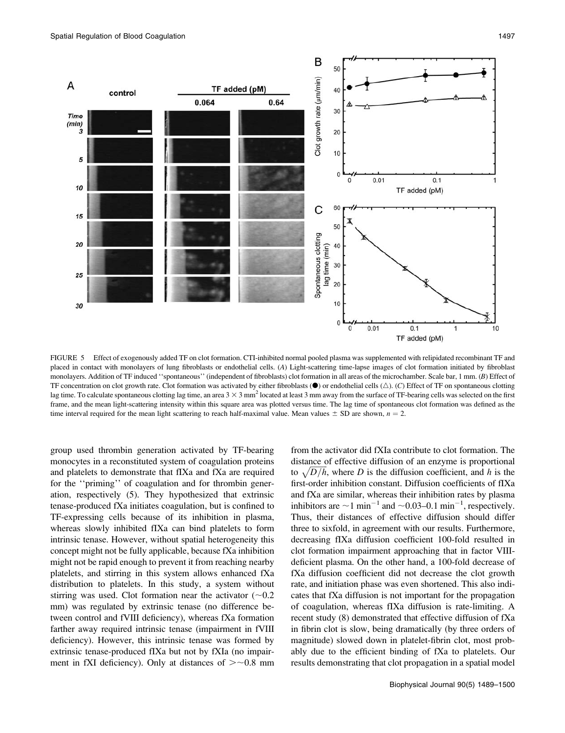FIGURE 5 Effect of exogenously added TF on clot formation. CTI-inhibited normal pooled plasma was supplemented with relipidated recombinant TF and placed in contact with monolayers of lung fibroblasts or endothelial cells. (*A*) Light-scattering time-lapse images of clot formation initiated by fibroblast monolayers. Addition of TF induced ''spontaneous'' (independent of fibroblasts) clot formation in all areas of the microchamber. Scale bar, 1 mm. (*B*) Effect of TF concentration on clot growth rate. Clot formation was activated by either fibroblasts (●) or endothelial cells (△). (*C*) Effect of TF on spontaneous clotting lag time. To calculate spontaneous clotting lag time, an area $3 \times 3$ mm$^2$ located at least 3 mm away from the surface of TF-bearing cells was selected on the first frame, and the mean light-scattering intensity within this square area was plotted versus time. The lag time of spontaneous clot formation was defined as the time interval required for the mean light scattering to reach half-maximal value. Mean values ± SD are shown, $n = 2$.

group used thrombin generation activated by TF-bearing monocytes in a reconstituted system of coagulation proteins and platelets to demonstrate that fIXa and fXa are required for the ''priming'' of coagulation and for thrombin generation, respectively (5). They hypothesized that extrinsic tenase-produced fXa initiates coagulation, but is confined to TF-expressing cells because of its inhibition in plasma, whereas slowly inhibited fIXa can bind platelets to form intrinsic tenase. However, without spatial heterogeneity this concept might not be fully applicable, because fXa inhibition might not be rapid enough to prevent it from reaching nearby platelets, and stirring in this system allows enhanced fXa distribution to platelets. In this study, a system without stirring was used. Clot formation near the activator (~0.2 mm) was regulated by extrinsic tenase (no difference between control and fVIII deficiency), whereas fXa formation farther away required intrinsic tenase (impairment in fVIII deficiency). However, this intrinsic tenase was formed by extrinsic tenase-produced fIXa but not by fXIa (no impairment in fXI deficiency). Only at distances of >~0.8 mm from the activator did fXIa contribute to clot formation. The distance of effective diffusion of an enzyme is proportional to $\sqrt{D/h}$, where $D$ is the diffusion coefficient, and $h$ is the first-order inhibition constant. Diffusion coefficients of fIXa and fXa are similar, whereas their inhibition rates by plasma inhibitors are ~1 min$^{-1}$ and ~0.03–0.1 min$^{-1}$, respectively. Thus, their distances of effective diffusion should differ three to sixfold, in agreement with our results. Furthermore, decreasing fIXa diffusion coefficient 100-fold resulted in clot formation impairment approaching that in factor VIII-deficient plasma. On the other hand, a 100-fold decrease of fXa diffusion coefficient did not decrease the clot growth rate, and initiation phase was even shortened. This also indicates that fXa diffusion is not important for the propagation of coagulation, whereas fIXa diffusion is rate-limiting. A recent study (8) demonstrated that effective diffusion of fXa in fibrin clot is slow, being dramatically (by three orders of magnitude) slowed down in platelet-fibrin clot, most probably due to the efficient binding of fXa to platelets. Our results demonstrating that clot propagation in a spatial model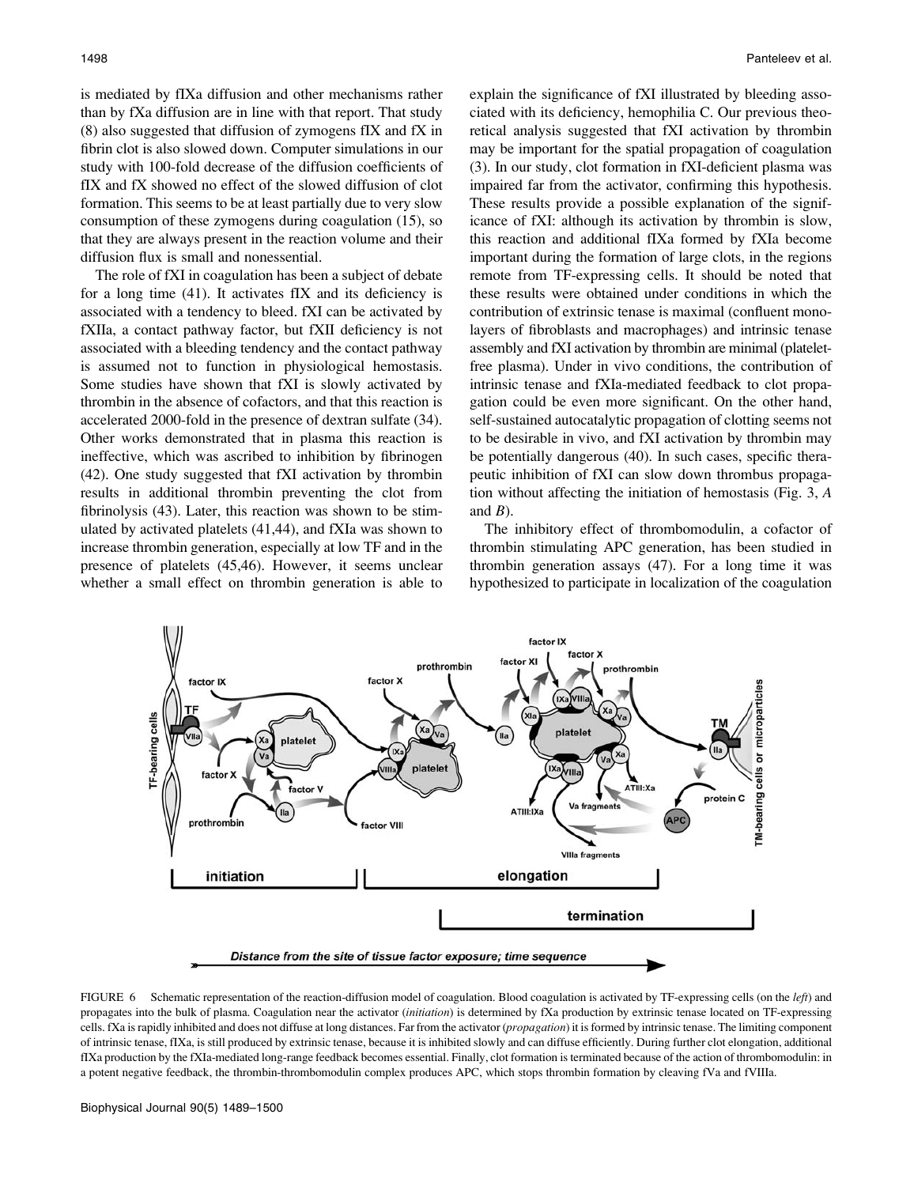is mediated by fIXa diffusion and other mechanisms rather than by fXa diffusion are in line with that report. That study (8) also suggested that diffusion of zymogens fIX and fX in fibrin clot is also slowed down. Computer simulations in our study with 100-fold decrease of the diffusion coefficients of fIX and fX showed no effect of the slowed diffusion of clot formation. This seems to be at least partially due to very slow consumption of these zymogens during coagulation (15), so that they are always present in the reaction volume and their diffusion flux is small and nonessential.

The role of fXI in coagulation has been a subject of debate for a long time (41). It activates fIX and its deficiency is associated with a tendency to bleed. fXI can be activated by fXIIa, a contact pathway factor, but fXII deficiency is not associated with a bleeding tendency and the contact pathway is assumed not to function in physiological hemostasis. Some studies have shown that fXI is slowly activated by thrombin in the absence of cofactors, and that this reaction is accelerated 2000-fold in the presence of dextran sulfate (34). Other works demonstrated that in plasma this reaction is ineffective, which was ascribed to inhibition by fibrinogen (42). One study suggested that fXI activation by thrombin results in additional thrombin preventing the clot from fibrinolysis (43). Later, this reaction was shown to be stimulated by activated platelets (41,44), and fXIa was shown to increase thrombin generation, especially at low TF and in the presence of platelets (45,46). However, it seems unclear whether a small effect on thrombin generation is able to explain the significance of fXI illustrated by bleeding associated with its deficiency, hemophilia C. Our previous theoretical analysis suggested that fXI activation by thrombin may be important for the spatial propagation of coagulation (3). In our study, clot formation in fXI-deficient plasma was impaired far from the activator, confirming this hypothesis. These results provide a possible explanation of the significance of fXI: although its activation by thrombin is slow, this reaction and additional fIXa formed by fXIa become important during the formation of large clots, in the regions remote from TF-expressing cells. It should be noted that these results were obtained under conditions in which the contribution of extrinsic tenase is maximal (confluent monolayers of fibroblasts and macrophages) and intrinsic tenase assembly and fXI activation by thrombin are minimal (platelet-free plasma). Under in vivo conditions, the contribution of intrinsic tenase and fXIa-mediated feedback to clot propagation could be even more significant. On the other hand, self-sustained autocatalytic propagation of clotting seems not to be desirable in vivo, and fXI activation by thrombin may be potentially dangerous (40). In such cases, specific therapeutic inhibition of fXI can slow down thrombus propagation without affecting the initiation of hemostasis (Fig. 3, *A* and *B*).

The inhibitory effect of thrombomodulin, a cofactor of thrombin stimulating APC generation, has been studied in thrombin generation assays (47). For a long time it was hypothesized to participate in localization of the coagulation

FIGURE 6 Schematic representation of the reaction-diffusion model of coagulation. Blood coagulation is activated by TF-expressing cells (on the *left*) and propagates into the bulk of plasma. Coagulation near the activator (*initiation*) is determined by fXa production by extrinsic tenase located on TF-expressing cells. fXa is rapidly inhibited and does not diffuse at long distances. Far from the activator (*propagation*) it is formed by intrinsic tenase. The limiting component of intrinsic tenase, fIXa, is still produced by extrinsic tenase, because it is inhibited slowly and can diffuse efficiently. During further clot elongation, additional fIXa production by the fXIa-mediated long-range feedback becomes essential. Finally, clot formation is terminated because of the action of thrombomodulin: in a potent negative feedback, the thrombin-thrombomodulin complex produces APC, which stops thrombin formation by cleaving fVa and fVIIIa.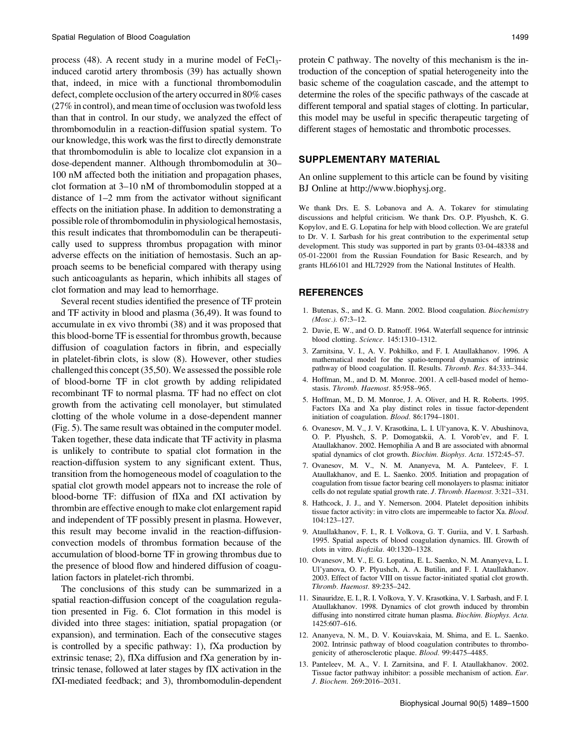process (48). A recent study in a murine model of $FeCl_3$-induced carotid artery thrombosis (39) has actually shown that, indeed, in mice with a functional thrombomodulin defect, complete occlusion of the artery occurred in 80% cases (27% in control), and mean time of occlusion was twofold less than that in control. In our study, we analyzed the effect of thrombomodulin in a reaction-diffusion spatial system. To our knowledge, this work was the first to directly demonstrate that thrombomodulin is able to localize clot expansion in a dose-dependent manner. Although thrombomodulin at 30–100 nM affected both the initiation and propagation phases, clot formation at 3–10 nM of thrombomodulin stopped at a distance of 1–2 mm from the activator without significant effects on the initiation phase. In addition to demonstrating a possible role of thrombomodulin in physiological hemostasis, this result indicates that thrombomodulin can be therapeutically used to suppress thrombus propagation with minor adverse effects on the initiation of hemostasis. Such an approach seems to be beneficial compared with therapy using such anticoagulants as heparin, which inhibits all stages of clot formation and may lead to hemorrhage.

Several recent studies identified the presence of TF protein and TF activity in blood and plasma (36,49). It was found to accumulate in ex vivo thrombi (38) and it was proposed that this blood-borne TF is essential for thrombus growth, because diffusion of coagulation factors in fibrin, and especially in platelet-fibrin clots, is slow (8). However, other studies challenged this concept (35,50). We assessed the possible role of blood-borne TF in clot growth by adding relipidated recombinant TF to normal plasma. TF had no effect on clot growth from the activating cell monolayer, but stimulated clotting of the whole volume in a dose-dependent manner (Fig. 5). The same result was obtained in the computer model. Taken together, these data indicate that TF activity in plasma is unlikely to contribute to spatial clot formation in the reaction-diffusion system to any significant extent. Thus, transition from the homogeneous model of coagulation to the spatial clot growth model appears not to increase the role of blood-borne TF: diffusion of fIXa and fXI activation by thrombin are effective enough to make clot enlargement rapid and independent of TF possibly present in plasma. However, this result may become invalid in the reaction-diffusion-convection models of thrombus formation because of the accumulation of blood-borne TF in growing thrombus due to the presence of blood flow and hindered diffusion of coagulation factors in platelet-rich thrombi.

The conclusions of this study can be summarized in a spatial reaction-diffusion concept of the coagulation regulation presented in Fig. 6. Clot formation in this model is divided into three stages: initiation, spatial propagation (or expansion), and termination. Each of the consecutive stages is controlled by a specific pathway: 1), fXa production by extrinsic tenase; 2), fIXa diffusion and fXa generation by intrinsic tenase, followed at later stages by fIX activation in the fXI-mediated feedback; and 3), thrombomodulin-dependent protein C pathway. The novelty of this mechanism is the introduction of the conception of spatial heterogeneity into the basic scheme of the coagulation cascade, and the attempt to determine the roles of the specific pathways of the cascade at different temporal and spatial stages of clotting. In particular, this model may be useful in specific therapeutic targeting of different stages of hemostatic and thrombotic processes.

## SUPPLEMENTARY MATERIAL

An online supplement to this article can be found by visiting BJ Online at http://www.biophysj.org.

We thank Drs. E. S. Lobanova and A. A. Tokarev for stimulating discussions and helpful criticism. We thank Drs. O.P. Plyushch, K. G. Kopylov, and E. G. Lopatina for help with blood collection. We are grateful to Dr. V. I. Sarbash for his great contribution to the experimental setup development. This study was supported in part by grants 03-04-48338 and 05-01-22001 from the Russian Foundation for Basic Research, and by grants HL66101 and HL72929 from the National Institutes of Health.

## REFERENCES

1. Butenas, S., and K. G. Mann. 2002. Blood coagulation. *Biochemistry (Mosc.).* 67:3–12.
2. Davie, E. W., and O. D. Ratnoff. 1964. Waterfall sequence for intrinsic blood clotting. *Science.* 145:1310–1312.
3. Zarnitsina, V. I., A. V. Pokhilko, and F. I. Ataullakhanov. 1996. A mathematical model for the spatio-temporal dynamics of intrinsic pathway of blood coagulation. II. Results. *Thromb. Res.* 84:333–344.
4. Hoffman, M., and D. M. Monroe. 2001. A cell-based model of hemostasis. *Thromb. Haemost.* 85:958–965.
5. Hoffman, M., D. M. Monroe, J. A. Oliver, and H. R. Roberts. 1995. Factors IXa and Xa play distinct roles in tissue factor-dependent initiation of coagulation. *Blood.* 86:1794–1801.
6. Ovanesov, M. V., J. V. Krasotkina, L. I. Ul'yanova, K. V. Abushinova, O. P. Plyushch, S. P. Domogatskii, A. I. Vorob'ev, and F. I. Ataullakhanov. 2002. Hemophilia A and B are associated with abnormal spatial dynamics of clot growth. *Biochim. Biophys. Acta.* 1572:45–57.
7. Ovanesov, M. V., N. M. Ananyeva, M. A. Panteleev, F. I. Ataullakhanov, and E. L. Saenko. 2005. Initiation and propagation of coagulation from tissue factor bearing cell monolayers to plasma: initiator cells do not regulate spatial growth rate. *J. Thromb. Haemost.* 3:321–331.
8. Hathcock, J. J., and Y. Nemerson. 2004. Platelet deposition inhibits tissue factor activity: in vitro clots are impermeable to factor Xa. *Blood.* 104:123–127.
9. Ataullakhanov, F. I., R. I. Volkova, G. T. Guriia, and V. I. Sarbash. 1995. Spatial aspects of blood coagulation dynamics. III. Growth of clots in vitro. *Biofizika.* 40:1320–1328.
10. Ovanesov, M. V., E. G. Lopatina, E. L. Saenko, N. M. Ananyeva, L. I. Ul'yanova, O. P. Plyushch, A. A. Butilin, and F. I. Ataullakhanov. 2003. Effect of factor VIII on tissue factor-initiated spatial clot growth. *Thromb. Haemost.* 89:235–242.
11. Sinauridze, E. I., R. I. Volkova, Y. V. Krasotkina, V. I. Sarbash, and F. I. Ataullakhanov. 1998. Dynamics of clot growth induced by thrombin diffusing into nonstirred citrate human plasma. *Biochim. Biophys. Acta.* 1425:607–616.
12. Ananyeva, N. M., D. V. Kouiavskaia, M. Shima, and E. L. Saenko. 2002. Intrinsic pathway of blood coagulation contributes to thrombogenicity of atherosclerotic plaque. *Blood.* 99:4475–4485.
13. Panteleev, M. A., V. I. Zarnitsina, and F. I. Ataullakhanov. 2002. Tissue factor pathway inhibitor: a possible mechanism of action. *Eur. J. Biochem.* 269:2016–2031.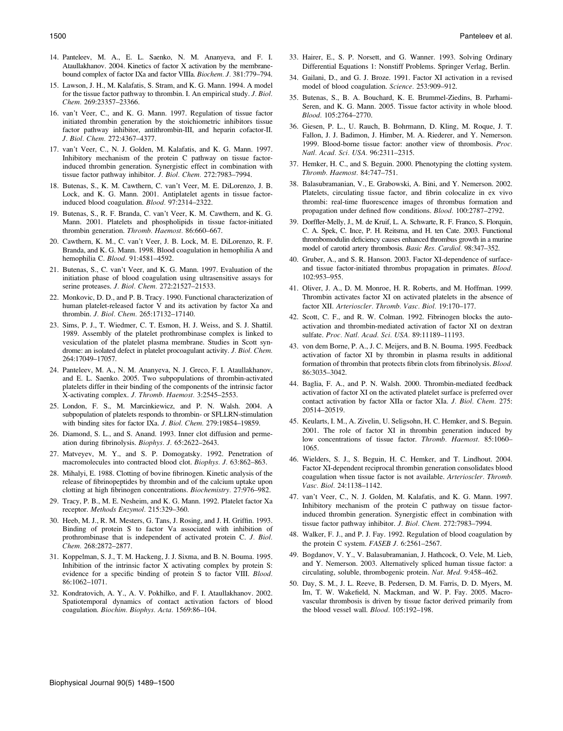14. Panteleev, M. A., E. L. Saenko, N. M. Ananyeva, and F. I. Ataullakhanov. 2004. Kinetics of factor X activation by the membrane-bound complex of factor IXa and factor VIIIa. *Biochem. J.* 381:779–794.

15. Lawson, J. H., M. Kalafatis, S. Stram, and K. G. Mann. 1994. A model for the tissue factor pathway to thrombin. I. An empirical study. *J. Biol. Chem.* 269:23357–23366.

16. van't Veer, C., and K. G. Mann. 1997. Regulation of tissue factor initiated thrombin generation by the stoichiometric inhibitors tissue factor pathway inhibitor, antithrombin-III, and heparin cofactor-II. *J. Biol. Chem.* 272:4367–4377.

17. van't Veer, C., N. J. Golden, M. Kalafatis, and K. G. Mann. 1997. Inhibitory mechanism of the protein C pathway on tissue factor-induced thrombin generation. Synergistic effect in combination with tissue factor pathway inhibitor. *J. Biol. Chem.* 272:7983–7994.

18. Butenas, S., K. M. Cawthern, C. van't Veer, M. E. DiLorenzo, J. B. Lock, and K. G. Mann. 2001. Antiplatelet agents in tissue factor-induced blood coagulation. *Blood.* 97:2314–2322.

19. Butenas, S., R. F. Branda, C. van't Veer, K. M. Cawthern, and K. G. Mann. 2001. Platelets and phospholipids in tissue factor-initiated thrombin generation. *Thromb. Haemost.* 86:660–667.

20. Cawthern, K. M., C. van't Veer, J. B. Lock, M. E. DiLorenzo, R. F. Branda, and K. G. Mann. 1998. Blood coagulation in hemophilia A and hemophilia C. *Blood.* 91:4581–4592.

21. Butenas, S., C. van't Veer, and K. G. Mann. 1997. Evaluation of the initiation phase of blood coagulation using ultrasensitive assays for serine proteases. *J. Biol. Chem.* 272:21527–21533.

22. Monkovic, D. D., and P. B. Tracy. 1990. Functional characterization of human platelet-released factor V and its activation by factor Xa and thrombin. *J. Biol. Chem.* 265:17132–17140.

23. Sims, P. J., T. Wiedmer, C. T. Esmon, H. J. Weiss, and S. J. Shattil. 1989. Assembly of the platelet prothrombinase complex is linked to vesiculation of the platelet plasma membrane. Studies in Scott syndrome: an isolated defect in platelet procoagulant activity. *J. Biol. Chem.* 264:17049–17057.

24. Panteleev, M. A., N. M. Ananyeva, N. J. Greco, F. I. Ataullakhanov, and E. L. Saenko. 2005. Two subpopulations of thrombin-activated platelets differ in their binding of the components of the intrinsic factor X-activating complex. *J. Thromb. Haemost.* 3:2545–2553.

25. London, F. S., M. Marcinkiewicz, and P. N. Walsh. 2004. A subpopulation of platelets responds to thrombin- or SFLLRN-stimulation with binding sites for factor IXa. *J. Biol. Chem.* 279:19854–19859.

26. Diamond, S. L., and S. Anand. 1993. Inner clot diffusion and permeation during fibrinolysis. *Biophys. J.* 65:2622–2643.

27. Matveyev, M. Y., and S. P. Domogatsky. 1992. Penetration of macromolecules into contracted blood clot. *Biophys. J.* 63:862–863.

28. Mihalyi, E. 1988. Clotting of bovine fibrinogen. Kinetic analysis of the release of fibrinopeptides by thrombin and of the calcium uptake upon clotting at high fibrinogen concentrations. *Biochemistry.* 27:976–982.

29. Tracy, P. B., M. E. Nesheim, and K. G. Mann. 1992. Platelet factor Xa receptor. *Methods Enzymol.* 215:329–360.

30. Heeb, M. J., R. M. Mesters, G. Tans, J. Rosing, and J. H. Griffin. 1993. Binding of protein S to factor Va associated with inhibition of prothrombinase that is independent of activated protein C. *J. Biol. Chem.* 268:2872–2877.

31. Koppelman, S. J., T. M. Hackeng, J. J. Sixma, and B. N. Bouma. 1995. Inhibition of the intrinsic factor X activating complex by protein S: evidence for a specific binding of protein S to factor VIII. *Blood.* 86:1062–1071.

32. Kondratovich, A. Y., A. V. Pokhilko, and F. I. Ataullakhanov. 2002. Spatiotemporal dynamics of contact activation factors of blood coagulation. *Biochim. Biophys. Acta.* 1569:86–104.

33. Hairer, E., S. P. Norsett, and G. Wanner. 1993. Solving Ordinary Differential Equations 1: Nonstiff Problems. Springer Verlag, Berlin.

34. Gailani, D., and G. J. Broze. 1991. Factor XI activation in a revised model of blood coagulation. *Science.* 253:909–912.

35. Butenas, S., B. A. Bouchard, K. E. Brummel-Ziedins, B. Parhami-Seren, and K. G. Mann. 2005. Tissue factor activity in whole blood. *Blood.* 105:2764–2770.

36. Giesen, P. L., U. Rauch, B. Bohrmann, D. Kling, M. Roque, J. T. Fallon, J. J. Badimon, J. Himber, M. A. Riederer, and Y. Nemerson. 1999. Blood-borne tissue factor: another view of thrombosis. *Proc. Natl. Acad. Sci. USA.* 96:2311–2315.

37. Hemker, H. C., and S. Beguin. 2000. Phenotyping the clotting system. *Thromb. Haemost.* 84:747–751.

38. Balasubramanian, V., E. Grabowski, A. Bini, and Y. Nemerson. 2002. Platelets, circulating tissue factor, and fibrin colocalize in ex vivo thrombi: real-time fluorescence images of thrombus formation and propagation under defined flow conditions. *Blood.* 100:2787–2792.

39. Dorffler-Melly, J., M. de Kruif, L. A. Schwarte, R. F. Franco, S. Florquin, C. A. Spek, C. Ince, P. H. Reitsma, and H. ten Cate. 2003. Functional thrombomodulin deficiency causes enhanced thrombus growth in a murine model of carotid artery thrombosis. *Basic Res. Cardiol.* 98:347–352.

40. Gruber, A., and S. R. Hanson. 2003. Factor XI-dependence of surface- and tissue factor-initiated thrombus propagation in primates. *Blood.* 102:953–955.

41. Oliver, J. A., D. M. Monroe, H. R. Roberts, and M. Hoffman. 1999. Thrombin activates factor XI on activated platelets in the absence of factor XII. *Arterioscler. Thromb. Vasc. Biol.* 19:170–177.

42. Scott, C. F., and R. W. Colman. 1992. Fibrinogen blocks the autoactivation and thrombin-mediated activation of factor XI on dextran sulfate. *Proc. Natl. Acad. Sci. USA.* 89:11189–11193.

43. von dem Borne, P. A., J. C. Meijers, and B. N. Bouma. 1995. Feedback activation of factor XI by thrombin in plasma results in additional formation of thrombin that protects fibrin clots from fibrinolysis. *Blood.* 86:3035–3042.

44. Baglia, F. A., and P. N. Walsh. 2000. Thrombin-mediated feedback activation of factor XI on the activated platelet surface is preferred over contact activation by factor XIIa or factor XIa. *J. Biol. Chem.* 275: 20514–20519.

45. Keularts, I. M., A. Zivelin, U. Seligsohn, H. C. Hemker, and S. Beguin. 2001. The role of factor XI in thrombin generation induced by low concentrations of tissue factor. *Thromb. Haemost.* 85:1060–1065.

46. Wielders, S. J., S. Beguin, H. C. Hemker, and T. Lindhout. 2004. Factor XI-dependent reciprocal thrombin generation consolidates blood coagulation when tissue factor is not available. *Arterioscler. Thromb. Vasc. Biol.* 24:1138–1142.

47. van't Veer, C., N. J. Golden, M. Kalafatis, and K. G. Mann. 1997. Inhibitory mechanism of the protein C pathway on tissue factor-induced thrombin generation. Synergistic effect in combination with tissue factor pathway inhibitor. *J. Biol. Chem.* 272:7983–7994.

48. Walker, F. J., and P. J. Fay. 1992. Regulation of blood coagulation by the protein C system. *FASEB J.* 6:2561–2567.

49. Bogdanov, V. Y., V. Balasubramanian, J. Hathcock, O. Vele, M. Lieb, and Y. Nemerson. 2003. Alternatively spliced human tissue factor: a circulating, soluble, thrombogenic protein. *Nat. Med.* 9:458–462.

50. Day, S. M., J. L. Reeve, B. Pedersen, D. M. Farris, D. D. Myers, M. Im, T. W. Wakefield, N. Mackman, and W. P. Fay. 2005. Macrovascular thrombosis is driven by tissue factor derived primarily from the blood vessel wall. *Blood.* 105:192–198.